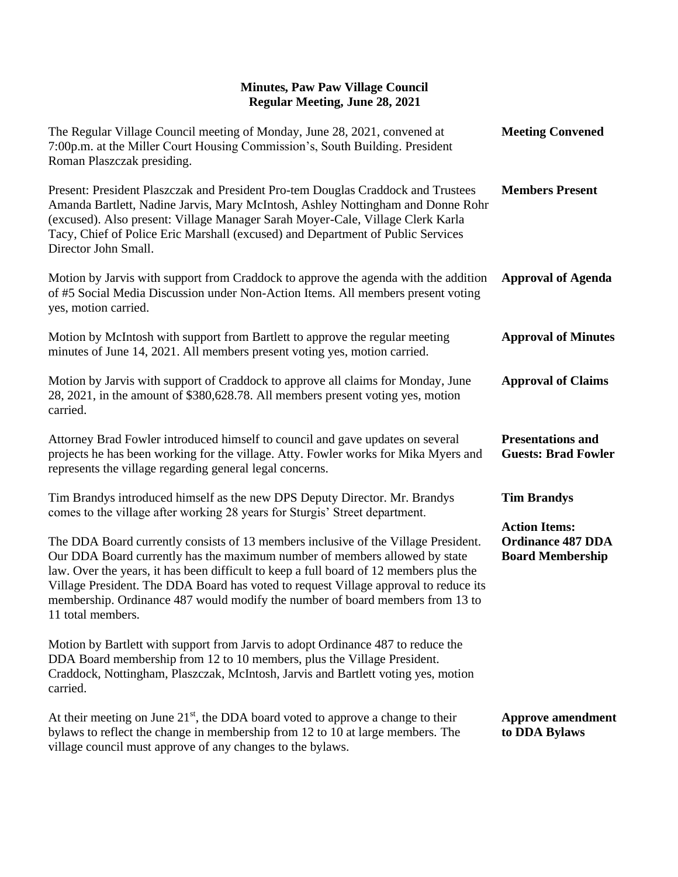# Minutes, Paw Paw Village Council
## Regular Meeting, June 28, 2021

**Meeting Convened**

The Regular Village Council meeting of Monday, June 28, 2021, convened at 7:00p.m. at the Miller Court Housing Commission's, South Building. President Roman Plaszczak presiding.

**Members Present**

Present: President Plaszczak and President Pro-tem Douglas Craddock and Trustees Amanda Bartlett, Nadine Jarvis, Mary McIntosh, Ashley Nottingham and Donne Rohr (excused). Also present: Village Manager Sarah Moyer-Cale, Village Clerk Karla Tacy, Chief of Police Eric Marshall (excused) and Department of Public Services Director John Small.

**Approval of Agenda**

Motion by Jarvis with support from Craddock to approve the agenda with the addition of #5 Social Media Discussion under Non-Action Items. All members present voting yes, motion carried.

**Approval of Minutes**

Motion by McIntosh with support from Bartlett to approve the regular meeting minutes of June 14, 2021. All members present voting yes, motion carried.

**Approval of Claims**

Motion by Jarvis with support of Craddock to approve all claims for Monday, June 28, 2021, in the amount of $380,628.78. All members present voting yes, motion carried.

**Presentations and Guests: Brad Fowler**

Attorney Brad Fowler introduced himself to council and gave updates on several projects he has been working for the village. Atty. Fowler works for Mika Myers and represents the village regarding general legal concerns.

**Tim Brandys**

Tim Brandys introduced himself as the new DPS Deputy Director. Mr. Brandys comes to the village after working 28 years for Sturgis' Street department.

**Action Items: Ordinance 487 DDA Board Membership**

The DDA Board currently consists of 13 members inclusive of the Village President. Our DDA Board currently has the maximum number of members allowed by state law. Over the years, it has been difficult to keep a full board of 12 members plus the Village President. The DDA Board has voted to request Village approval to reduce its membership. Ordinance 487 would modify the number of board members from 13 to 11 total members.

Motion by Bartlett with support from Jarvis to adopt Ordinance 487 to reduce the DDA Board membership from 12 to 10 members, plus the Village President. Craddock, Nottingham, Plaszczak, McIntosh, Jarvis and Bartlett voting yes, motion carried.

**Approve amendment to DDA Bylaws**

At their meeting on June 21st, the DDA board voted to approve a change to their bylaws to reflect the change in membership from 12 to 10 at large members. The village council must approve of any changes to the bylaws.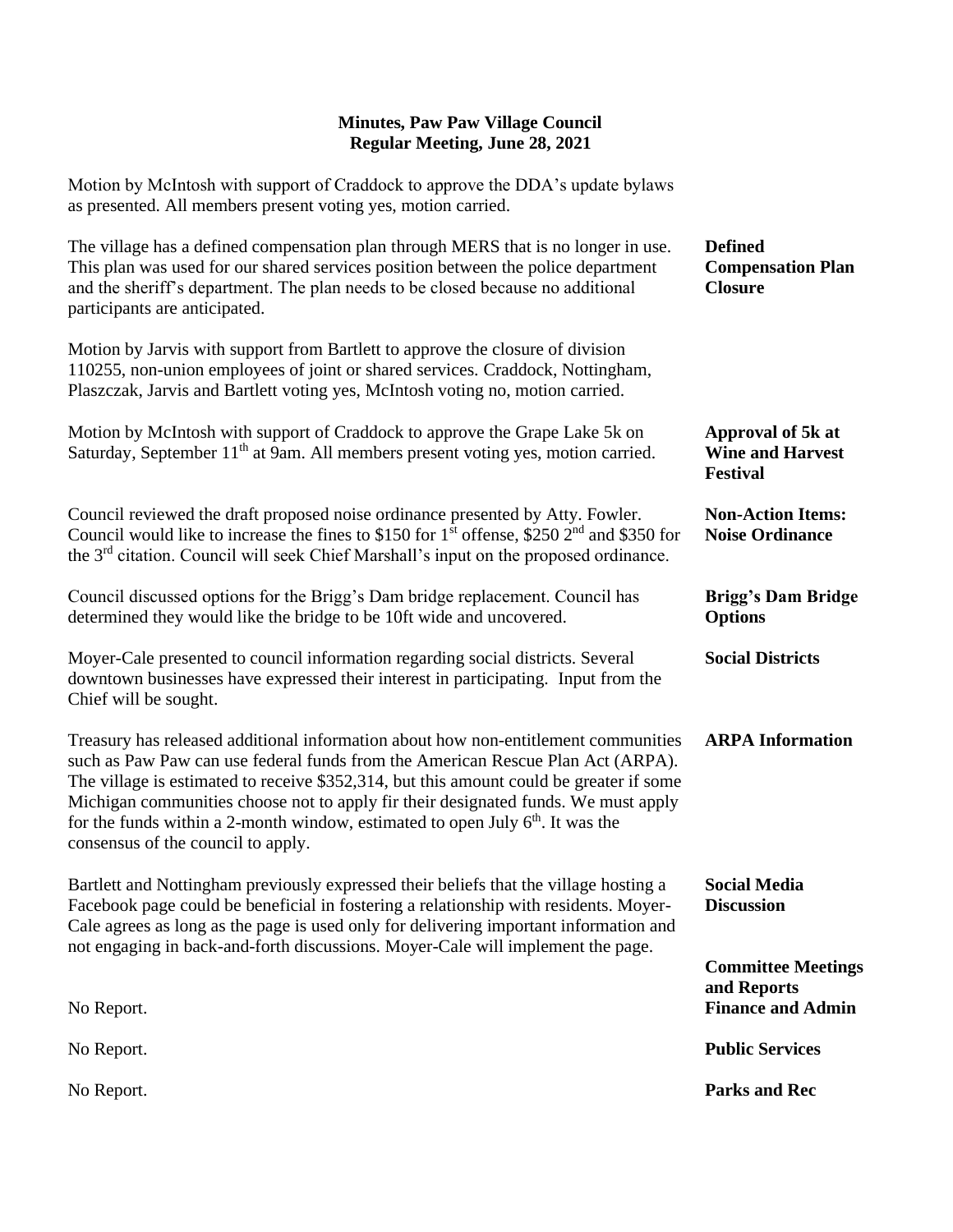**Minutes, Paw Paw Village Council**
**Regular Meeting, June 28, 2021**

Motion by McIntosh with support of Craddock to approve the DDA's update bylaws as presented. All members present voting yes, motion carried.

**Defined Compensation Plan Closure**

The village has a defined compensation plan through MERS that is no longer in use. This plan was used for our shared services position between the police department and the sheriff's department. The plan needs to be closed because no additional participants are anticipated.

Motion by Jarvis with support from Bartlett to approve the closure of division 110255, non-union employees of joint or shared services. Craddock, Nottingham, Plaszczak, Jarvis and Bartlett voting yes, McIntosh voting no, motion carried.

**Approval of 5k at Wine and Harvest Festival**

Motion by McIntosh with support of Craddock to approve the Grape Lake 5k on Saturday, September 11th at 9am. All members present voting yes, motion carried.

**Non-Action Items: Noise Ordinance**

Council reviewed the draft proposed noise ordinance presented by Atty. Fowler. Council would like to increase the fines to \$150 for 1st offense, \$250 2nd and \$350 for the 3rd citation. Council will seek Chief Marshall's input on the proposed ordinance.

**Brigg's Dam Bridge Options**

Council discussed options for the Brigg's Dam bridge replacement. Council has determined they would like the bridge to be 10ft wide and uncovered.

**Social Districts**

Moyer-Cale presented to council information regarding social districts. Several downtown businesses have expressed their interest in participating. Input from the Chief will be sought.

**ARPA Information**

Treasury has released additional information about how non-entitlement communities such as Paw Paw can use federal funds from the American Rescue Plan Act (ARPA). The village is estimated to receive \$352,314, but this amount could be greater if some Michigan communities choose not to apply fir their designated funds. We must apply for the funds within a 2-month window, estimated to open July 6th. It was the consensus of the council to apply.

**Social Media Discussion**

Bartlett and Nottingham previously expressed their beliefs that the village hosting a Facebook page could be beneficial in fostering a relationship with residents. Moyer-Cale agrees as long as the page is used only for delivering important information and not engaging in back-and-forth discussions. Moyer-Cale will implement the page.

**Committee Meetings and Reports**

**Finance and Admin**

No Report.

**Public Services**

No Report.

**Parks and Rec**

No Report.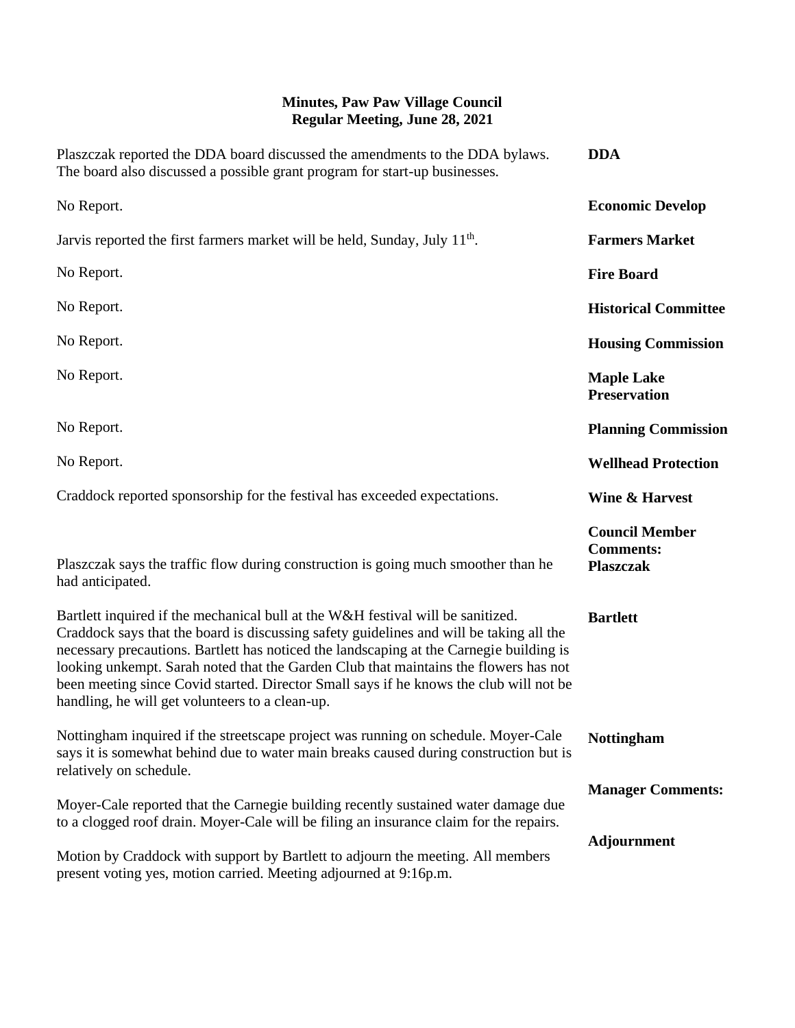**Minutes, Paw Paw Village Council**
**Regular Meeting, June 28, 2021**

**DDA**

Plaszczak reported the DDA board discussed the amendments to the DDA bylaws. The board also discussed a possible grant program for start-up businesses.

**Economic Develop**

No Report.

**Farmers Market**

Jarvis reported the first farmers market will be held, Sunday, July 11th.

**Fire Board**

No Report.

**Historical Committee**

No Report.

**Housing Commission**

No Report.

**Maple Lake Preservation**

No Report.

**Planning Commission**

No Report.

**Wellhead Protection**

No Report.

**Wine & Harvest**

Craddock reported sponsorship for the festival has exceeded expectations.

**Council Member Comments:**

**Plaszczak**

Plaszczak says the traffic flow during construction is going much smoother than he had anticipated.

**Bartlett**

Bartlett inquired if the mechanical bull at the W&H festival will be sanitized. Craddock says that the board is discussing safety guidelines and will be taking all the necessary precautions. Bartlett has noticed the landscaping at the Carnegie building is looking unkempt. Sarah noted that the Garden Club that maintains the flowers has not been meeting since Covid started. Director Small says if he knows the club will not be handling, he will get volunteers to a clean-up.

**Nottingham**

Nottingham inquired if the streetscape project was running on schedule. Moyer-Cale says it is somewhat behind due to water main breaks caused during construction but is relatively on schedule.

**Manager Comments:**

Moyer-Cale reported that the Carnegie building recently sustained water damage due to a clogged roof drain. Moyer-Cale will be filing an insurance claim for the repairs.

**Adjournment**

Motion by Craddock with support by Bartlett to adjourn the meeting. All members present voting yes, motion carried. Meeting adjourned at 9:16p.m.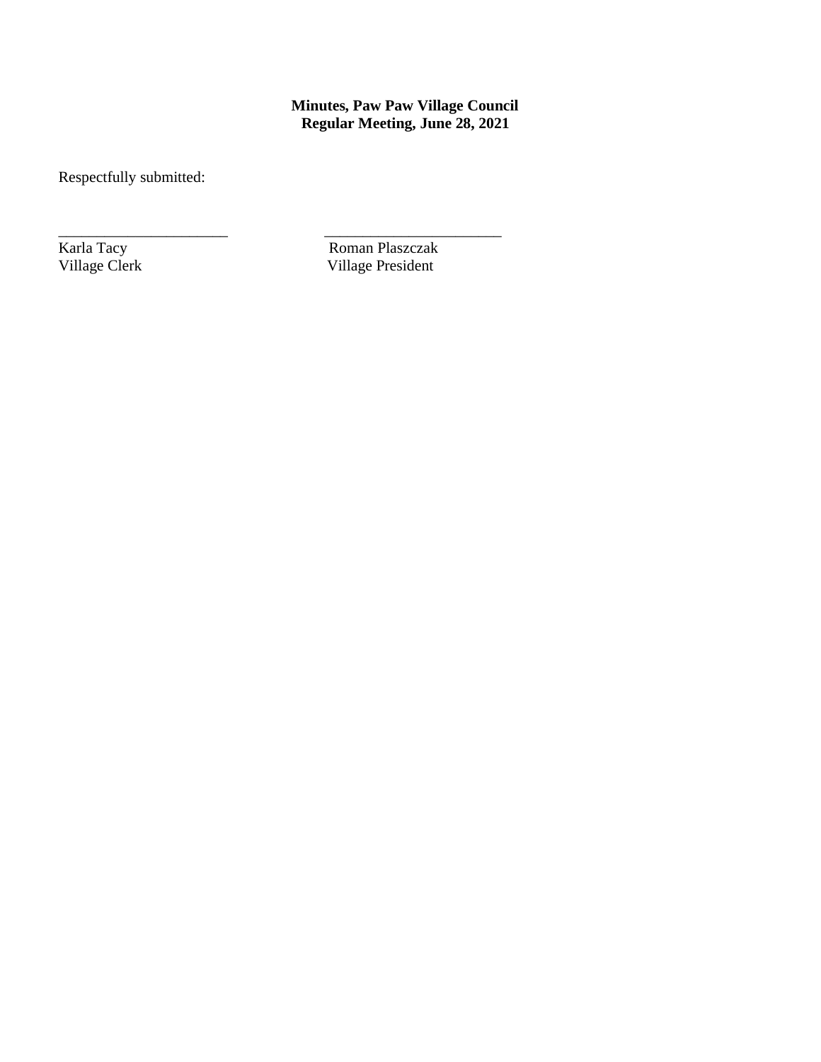Respectfully submitted:

| | |
|---|---|
| _______________________ | _______________________ |
| Karla Tacy | Roman Plaszczak |
| Village Clerk | Village President |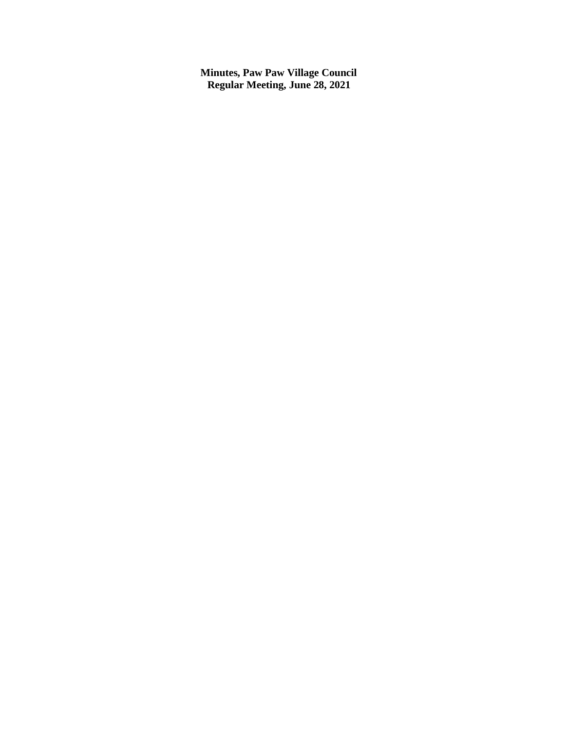**Minutes, Paw Paw Village Council**
**Regular Meeting, June 28, 2021**